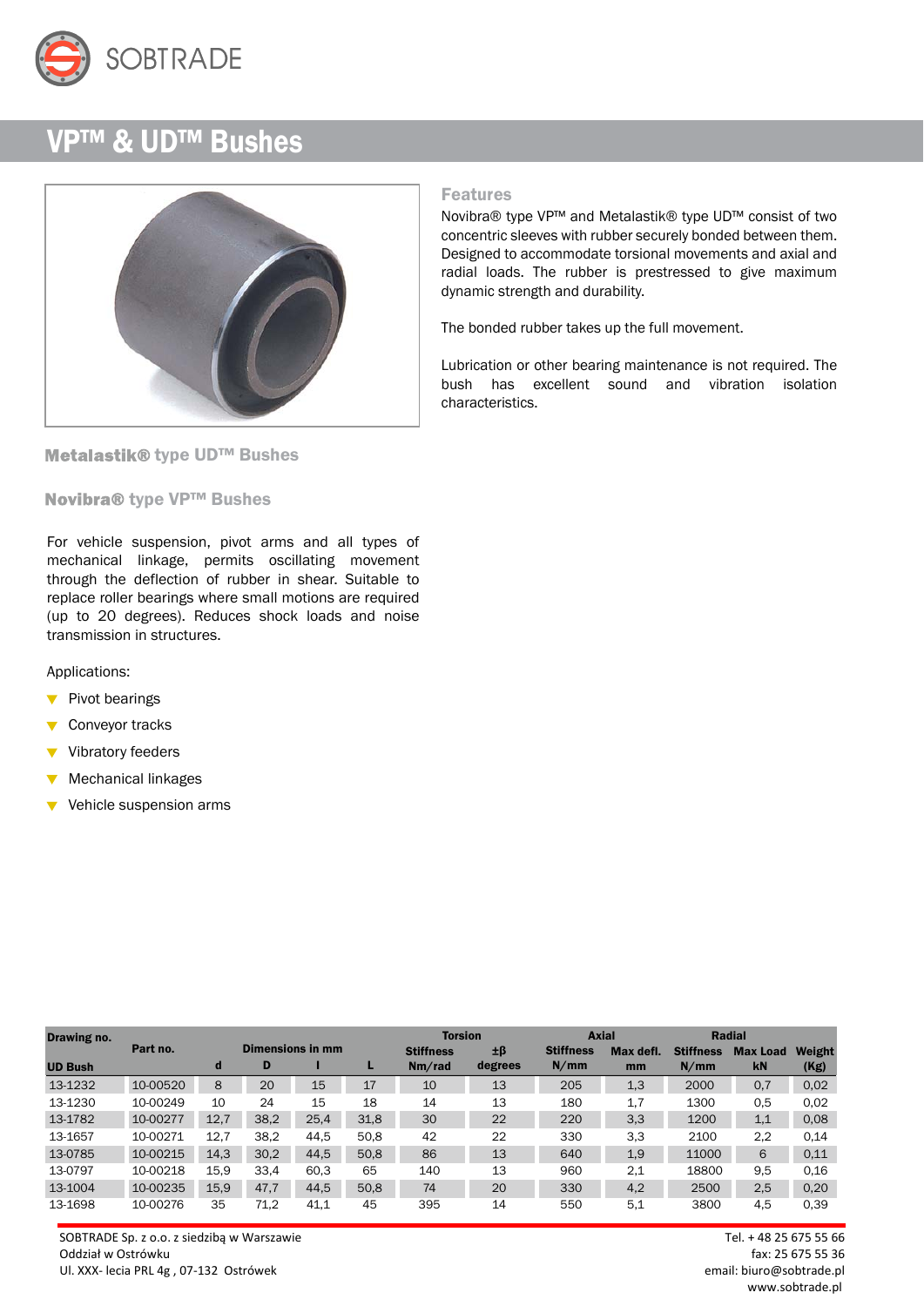SOBTRADE

# VP™ & UD™ Bushes

## Features

Novibra® type VP™ and Metalastik® type UD™ consist of two concentric sleeves with rubber securely bonded between them. Designed to accommodate torsional movements and axial and radial loads. The rubber is prestressed to give maximum dynamic strength and durability.

The bonded rubber takes up the full movement.

Lubrication or other bearing maintenance is not required. The bush has excellent sound and vibration isolation characteristics.

### Metalastik® type UD™ Bushes

### Novibra® type VP™ Bushes

For vehicle suspension, pivot arms and all types of mechanical linkage, permits oscillating movement through the deflection of rubber in shear. Suitable to replace roller bearings where small motions are required (up to 20 degrees). Reduces shock loads and noise transmission in structures.

Applications:

- Pivot bearings
- Conveyor tracks
- Vibratory feeders
- Mechanical linkages
- Vehicle suspension arms

| Drawing no. | Part no. | Dimensions in mm | | | | Torsion | | Axial | | Radial | | Weight |
|---|---|---|---|---|---|---|---|---|---|---|---|---|
| UD Bush | | d | D | l | L | Stiffness Nm/rad | ±β degrees | Stiffness N/mm | Max defl. mm | Stiffness N/mm | Max Load kN | (Kg) |
| 13-1232 | 10-00520 | 8 | 20 | 15 | 17 | 10 | 13 | 205 | 1,3 | 2000 | 0,7 | 0,02 |
| 13-1230 | 10-00249 | 10 | 24 | 15 | 18 | 14 | 13 | 180 | 1,7 | 1300 | 0,5 | 0,02 |
| 13-1782 | 10-00277 | 12,7 | 38,2 | 25,4 | 31,8 | 30 | 22 | 220 | 3,3 | 1200 | 1,1 | 0,08 |
| 13-1657 | 10-00271 | 12,7 | 38,2 | 44,5 | 50,8 | 42 | 22 | 330 | 3,3 | 2100 | 2,2 | 0,14 |
| 13-0785 | 10-00215 | 14,3 | 30,2 | 44,5 | 50,8 | 86 | 13 | 640 | 1,9 | 11000 | 6 | 0,11 |
| 13-0797 | 10-00218 | 15,9 | 33,4 | 60,3 | 65 | 140 | 13 | 960 | 2,1 | 18800 | 9,5 | 0,16 |
| 13-1004 | 10-00235 | 15,9 | 47,7 | 44,5 | 50,8 | 74 | 20 | 330 | 4,2 | 2500 | 2,5 | 0,20 |
| 13-1698 | 10-00276 | 35 | 71,2 | 41,1 | 45 | 395 | 14 | 550 | 5,1 | 3800 | 4,5 | 0,39 |

SOBTRADE Sp. z o.o. z siedzibą w Warszawie
Oddział w Ostrówku
Ul. XXX- lecia PRL 4g , 07-132 Ostrówek

Tel. + 48 25 675 55 66
fax: 25 675 55 36
email: biuro@sobtrade.pl
www.sobtrade.pl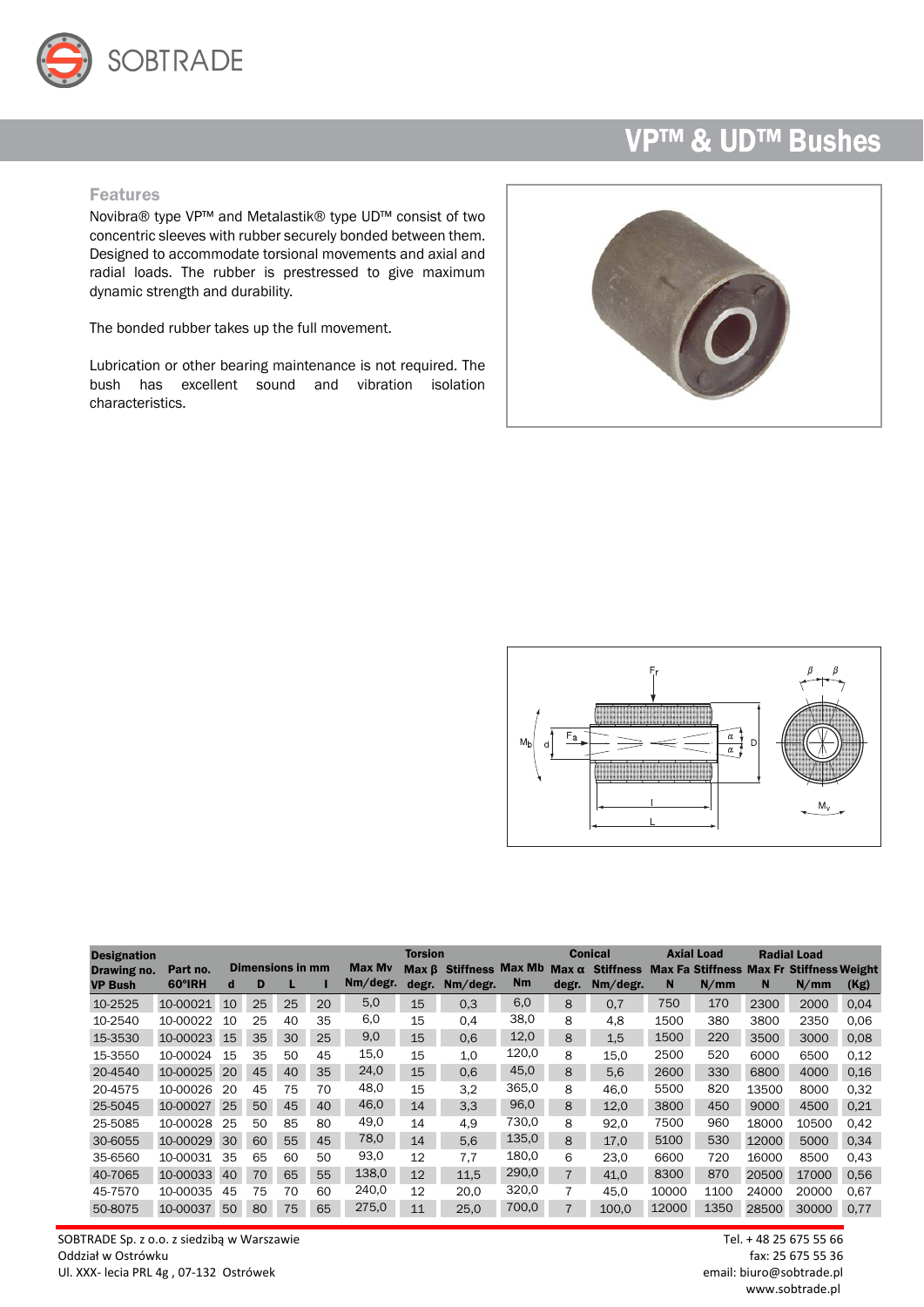# VP™ & UD™ Bushes

## Features

Novibra® type VP™ and Metalastik® type UD™ consist of two concentric sleeves with rubber securely bonded between them. Designed to accommodate torsional movements and axial and radial loads. The rubber is prestressed to give maximum dynamic strength and durability.

The bonded rubber takes up the full movement.

Lubrication or other bearing maintenance is not required. The bush has excellent sound and vibration isolation characteristics.

| Designation Drawing no. VP Bush | Part no. 60°IRH | Dimensions in mm d | D | L | l | Max Mv Nm/degr. | Torsion Max β degr. | Stiffness Nm/degr. | Max Mb Nm | Conical Max α degr. | Stiffness Nm/degr. | Axial Load Max Fa N | Stiffness N/mm | Radial Load Max Fr N | Stiffness N/mm | Weight (Kg) |
|---|---|---|---|---|---|---|---|---|---|---|---|---|---|---|---|---|
| 10-2525 | 10-00021 | 10 | 25 | 25 | 20 | 5,0 | 15 | 0,3 | 6,0 | 8 | 0,7 | 750 | 170 | 2300 | 2000 | 0,04 |
| 10-2540 | 10-00022 | 10 | 25 | 40 | 35 | 6,0 | 15 | 0,4 | 38,0 | 8 | 4,8 | 1500 | 380 | 3800 | 2350 | 0,06 |
| 15-3530 | 10-00023 | 15 | 35 | 30 | 25 | 9,0 | 15 | 0,6 | 12,0 | 8 | 1,5 | 1500 | 220 | 3500 | 3000 | 0,08 |
| 15-3550 | 10-00024 | 15 | 35 | 50 | 45 | 15,0 | 15 | 1,0 | 120,0 | 8 | 15,0 | 2500 | 520 | 6000 | 6500 | 0,12 |
| 20-4540 | 10-00025 | 20 | 45 | 40 | 35 | 24,0 | 15 | 0,6 | 45,0 | 8 | 5,6 | 2600 | 330 | 6800 | 4000 | 0,16 |
| 20-4575 | 10-00026 | 20 | 45 | 75 | 70 | 48,0 | 15 | 3,2 | 365,0 | 8 | 46,0 | 5500 | 820 | 13500 | 8000 | 0,32 |
| 25-5045 | 10-00027 | 25 | 50 | 45 | 40 | 46,0 | 14 | 3,3 | 96,0 | 8 | 12,0 | 3800 | 450 | 9000 | 4500 | 0,21 |
| 25-5085 | 10-00028 | 25 | 50 | 85 | 80 | 49,0 | 14 | 4,9 | 730,0 | 8 | 92,0 | 7500 | 960 | 18000 | 10500 | 0,42 |
| 30-6055 | 10-00029 | 30 | 60 | 55 | 45 | 78,0 | 14 | 5,6 | 135,0 | 8 | 17,0 | 5100 | 530 | 12000 | 5000 | 0,34 |
| 35-6560 | 10-00031 | 35 | 65 | 60 | 50 | 93,0 | 12 | 7,7 | 180,0 | 6 | 23,0 | 6600 | 720 | 16000 | 8500 | 0,43 |
| 40-7065 | 10-00033 | 40 | 70 | 65 | 55 | 138,0 | 12 | 11,5 | 290,0 | 7 | 41,0 | 8300 | 870 | 20500 | 17000 | 0,56 |
| 45-7570 | 10-00035 | 45 | 75 | 70 | 60 | 240,0 | 12 | 20,0 | 320,0 | 7 | 45,0 | 10000 | 1100 | 24000 | 20000 | 0,67 |
| 50-8075 | 10-00037 | 50 | 80 | 75 | 65 | 275,0 | 11 | 25,0 | 700,0 | 7 | 100,0 | 12000 | 1350 | 28500 | 30000 | 0,77 |

SOBTRADE Sp. z o.o. z siedzibą w Warszawie
Oddział w Ostrówku
Ul. XXX- lecia PRL 4g , 07-132 Ostrówek

Tel. + 48 25 675 55 66
fax: 25 675 55 36
email: biuro@sobtrade.pl
www.sobtrade.pl